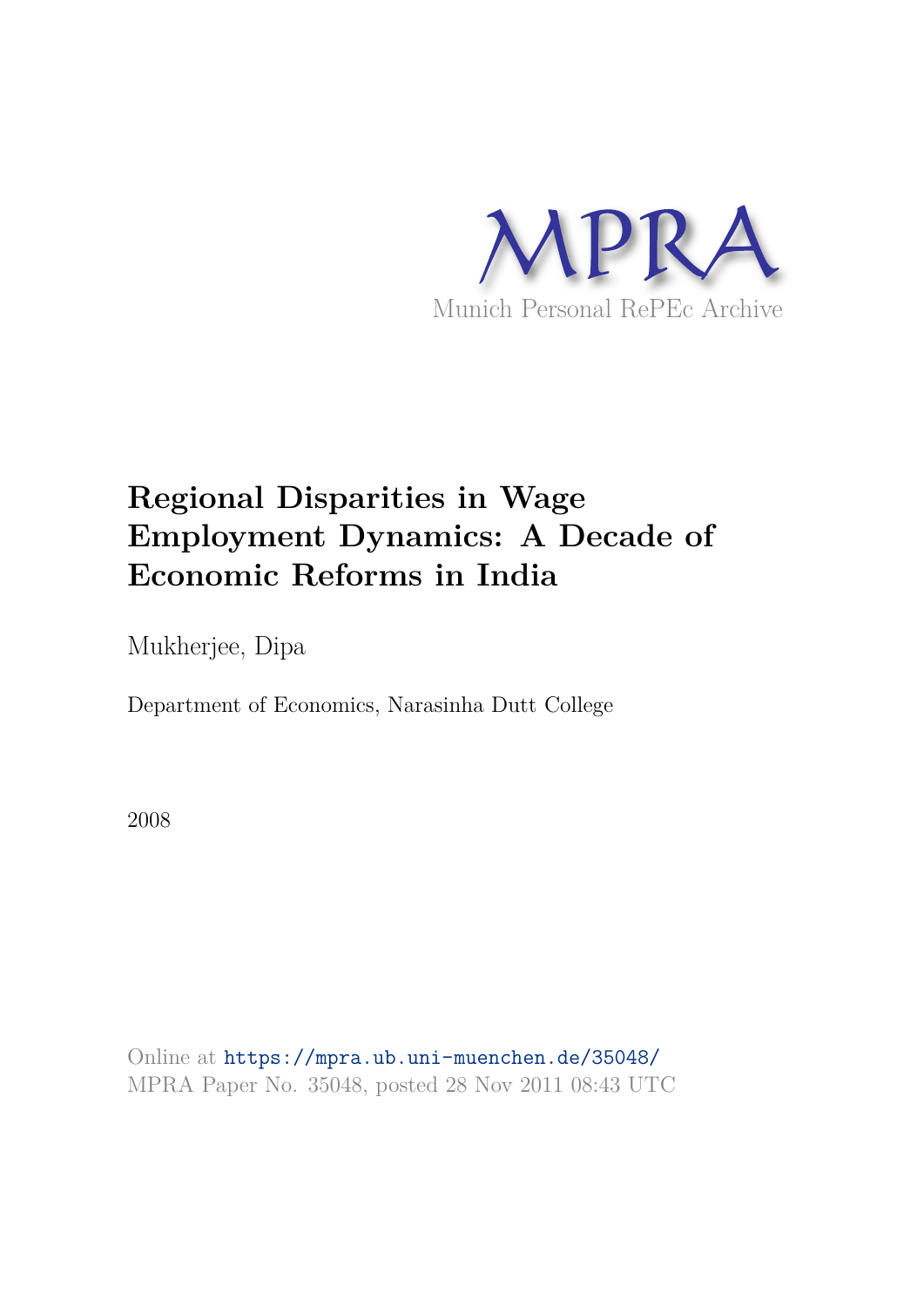MPRA

Munich Personal RePEc Archive

# Regional Disparities in Wage Employment Dynamics: A Decade of Economic Reforms in India

Mukherjee, Dipa

Department of Economics, Narasinha Dutt College

2008

Online at https://mpra.ub.uni-muenchen.de/35048/
MPRA Paper No. 35048, posted 28 Nov 2011 08:43 UTC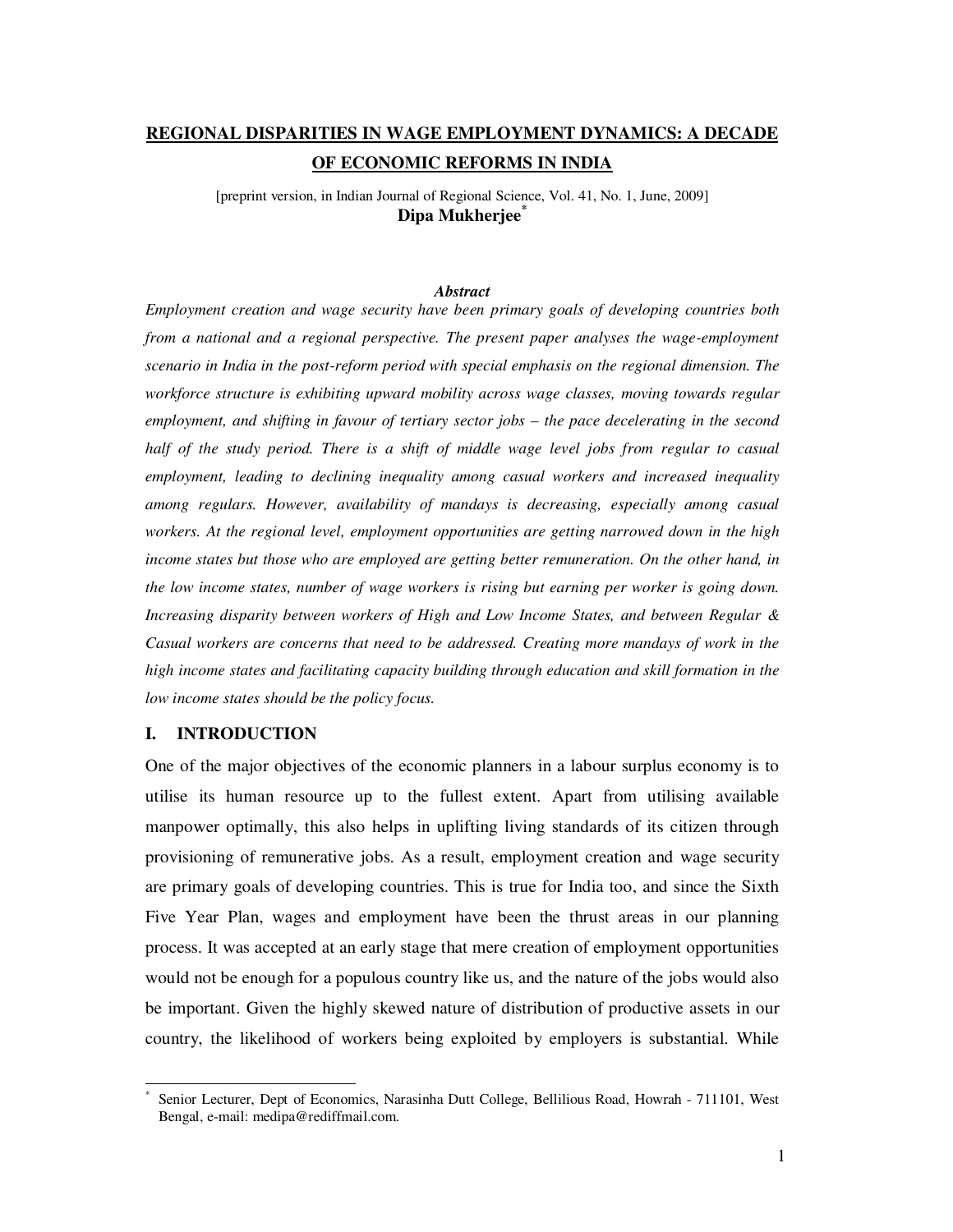# REGIONAL DISPARITIES IN WAGE EMPLOYMENT DYNAMICS: A DECADE OF ECONOMIC REFORMS IN INDIA

[preprint version, in Indian Journal of Regional Science, Vol. 41, No. 1, June, 2009]

**Dipa Mukherjee***

***Abstract***

*Employment creation and wage security have been primary goals of developing countries both from a national and a regional perspective. The present paper analyses the wage-employment scenario in India in the post-reform period with special emphasis on the regional dimension. The workforce structure is exhibiting upward mobility across wage classes, moving towards regular employment, and shifting in favour of tertiary sector jobs – the pace decelerating in the second half of the study period. There is a shift of middle wage level jobs from regular to casual employment, leading to declining inequality among casual workers and increased inequality among regulars. However, availability of mandays is decreasing, especially among casual workers. At the regional level, employment opportunities are getting narrowed down in the high income states but those who are employed are getting better remuneration. On the other hand, in the low income states, number of wage workers is rising but earning per worker is going down. Increasing disparity between workers of High and Low Income States, and between Regular & Casual workers are concerns that need to be addressed. Creating more mandays of work in the high income states and facilitating capacity building through education and skill formation in the low income states should be the policy focus.*

## I. INTRODUCTION

One of the major objectives of the economic planners in a labour surplus economy is to utilise its human resource up to the fullest extent. Apart from utilising available manpower optimally, this also helps in uplifting living standards of its citizen through provisioning of remunerative jobs. As a result, employment creation and wage security are primary goals of developing countries. This is true for India too, and since the Sixth Five Year Plan, wages and employment have been the thrust areas in our planning process. It was accepted at an early stage that mere creation of employment opportunities would not be enough for a populous country like us, and the nature of the jobs would also be important. Given the highly skewed nature of distribution of productive assets in our country, the likelihood of workers being exploited by employers is substantial. While

---

* Senior Lecturer, Dept of Economics, Narasinha Dutt College, Bellilious Road, Howrah - 711101, West Bengal, e-mail: medipa@rediffmail.com.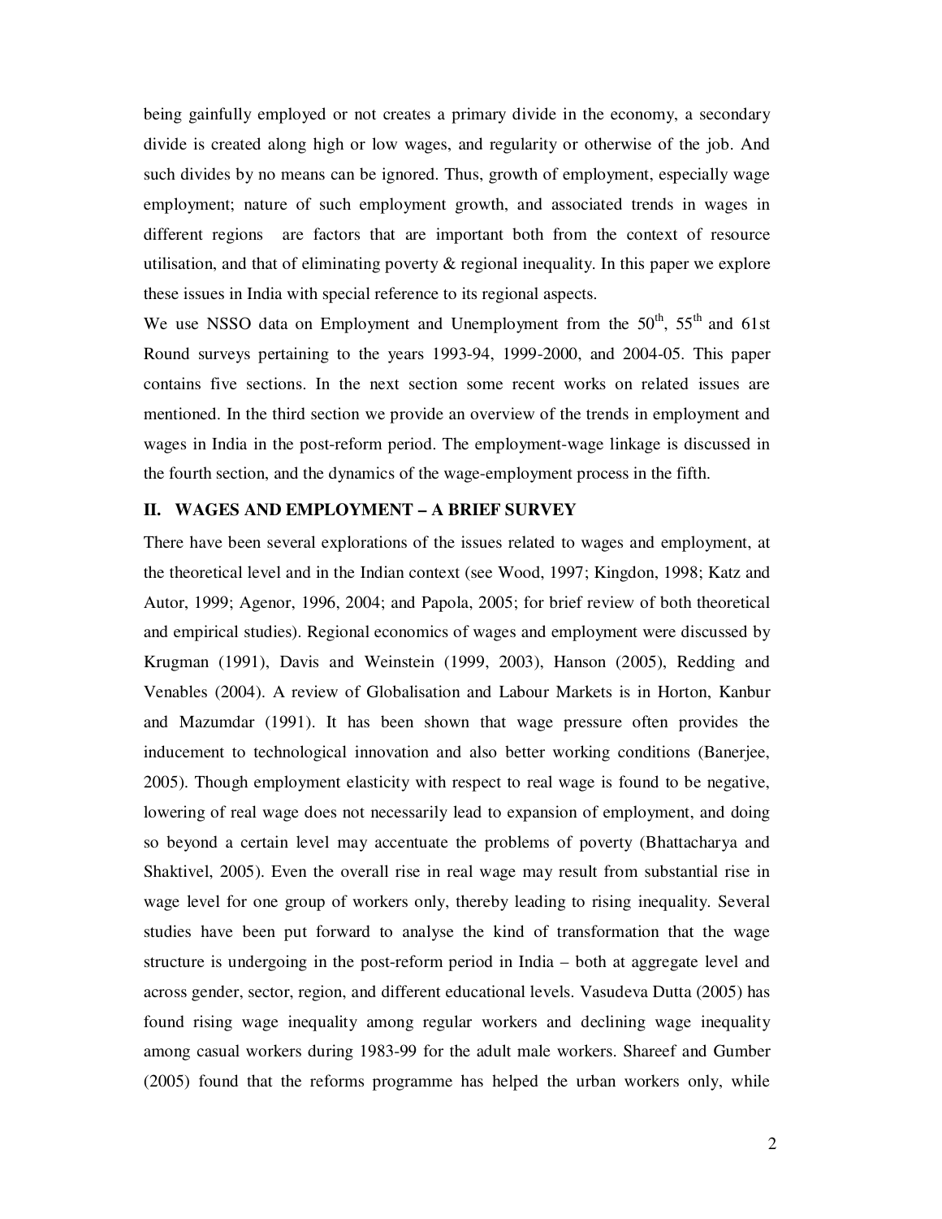being gainfully employed or not creates a primary divide in the economy, a secondary divide is created along high or low wages, and regularity or otherwise of the job. And such divides by no means can be ignored. Thus, growth of employment, especially wage employment; nature of such employment growth, and associated trends in wages in different regions are factors that are important both from the context of resource utilisation, and that of eliminating poverty & regional inequality. In this paper we explore these issues in India with special reference to its regional aspects.

We use NSSO data on Employment and Unemployment from the 50th, 55th and 61st Round surveys pertaining to the years 1993-94, 1999-2000, and 2004-05. This paper contains five sections. In the next section some recent works on related issues are mentioned. In the third section we provide an overview of the trends in employment and wages in India in the post-reform period. The employment-wage linkage is discussed in the fourth section, and the dynamics of the wage-employment process in the fifth.

## II. WAGES AND EMPLOYMENT – A BRIEF SURVEY

There have been several explorations of the issues related to wages and employment, at the theoretical level and in the Indian context (see Wood, 1997; Kingdon, 1998; Katz and Autor, 1999; Agenor, 1996, 2004; and Papola, 2005; for brief review of both theoretical and empirical studies). Regional economics of wages and employment were discussed by Krugman (1991), Davis and Weinstein (1999, 2003), Hanson (2005), Redding and Venables (2004). A review of Globalisation and Labour Markets is in Horton, Kanbur and Mazumdar (1991). It has been shown that wage pressure often provides the inducement to technological innovation and also better working conditions (Banerjee, 2005). Though employment elasticity with respect to real wage is found to be negative, lowering of real wage does not necessarily lead to expansion of employment, and doing so beyond a certain level may accentuate the problems of poverty (Bhattacharya and Shaktivel, 2005). Even the overall rise in real wage may result from substantial rise in wage level for one group of workers only, thereby leading to rising inequality. Several studies have been put forward to analyse the kind of transformation that the wage structure is undergoing in the post-reform period in India – both at aggregate level and across gender, sector, region, and different educational levels. Vasudeva Dutta (2005) has found rising wage inequality among regular workers and declining wage inequality among casual workers during 1983-99 for the adult male workers. Shareef and Gumber (2005) found that the reforms programme has helped the urban workers only, while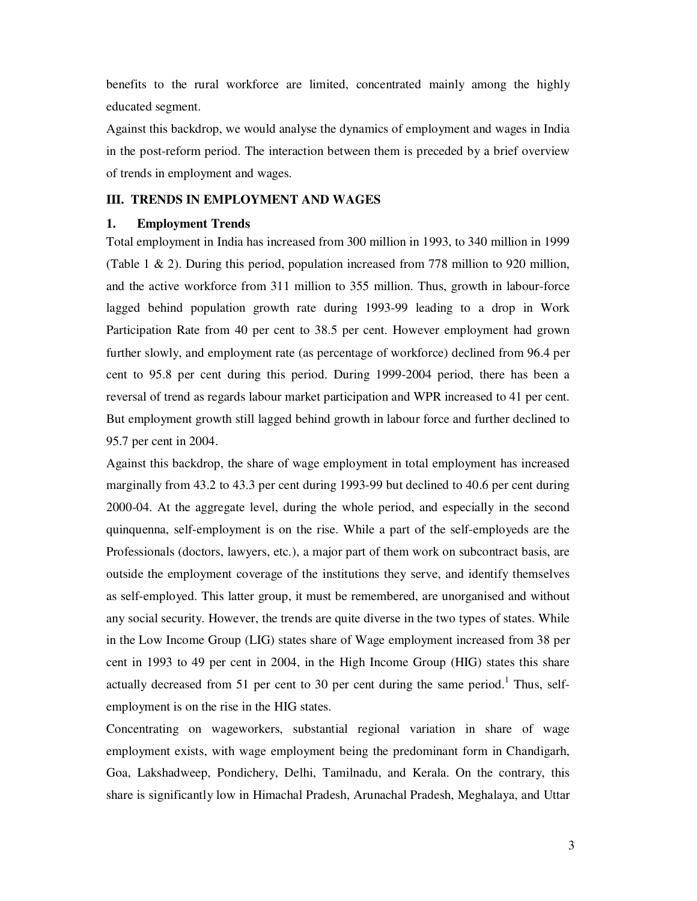benefits to the rural workforce are limited, concentrated mainly among the highly educated segment.

Against this backdrop, we would analyse the dynamics of employment and wages in India in the post-reform period. The interaction between them is preceded by a brief overview of trends in employment and wages.

## III. TRENDS IN EMPLOYMENT AND WAGES

### 1. Employment Trends

Total employment in India has increased from 300 million in 1993, to 340 million in 1999 (Table 1 & 2). During this period, population increased from 778 million to 920 million, and the active workforce from 311 million to 355 million. Thus, growth in labour-force lagged behind population growth rate during 1993-99 leading to a drop in Work Participation Rate from 40 per cent to 38.5 per cent. However employment had grown further slowly, and employment rate (as percentage of workforce) declined from 96.4 per cent to 95.8 per cent during this period. During 1999-2004 period, there has been a reversal of trend as regards labour market participation and WPR increased to 41 per cent. But employment growth still lagged behind growth in labour force and further declined to 95.7 per cent in 2004.

Against this backdrop, the share of wage employment in total employment has increased marginally from 43.2 to 43.3 per cent during 1993-99 but declined to 40.6 per cent during 2000-04. At the aggregate level, during the whole period, and especially in the second quinquenna, self-employment is on the rise. While a part of the self-employeds are the Professionals (doctors, lawyers, etc.), a major part of them work on subcontract basis, are outside the employment coverage of the institutions they serve, and identify themselves as self-employed. This latter group, it must be remembered, are unorganised and without any social security. However, the trends are quite diverse in the two types of states. While in the Low Income Group (LIG) states share of Wage employment increased from 38 per cent in 1993 to 49 per cent in 2004, in the High Income Group (HIG) states this share actually decreased from 51 per cent to 30 per cent during the same period.[1] Thus, self-employment is on the rise in the HIG states.

Concentrating on wageworkers, substantial regional variation in share of wage employment exists, with wage employment being the predominant form in Chandigarh, Goa, Lakshadweep, Pondichery, Delhi, Tamilnadu, and Kerala. On the contrary, this share is significantly low in Himachal Pradesh, Arunachal Pradesh, Meghalaya, and Uttar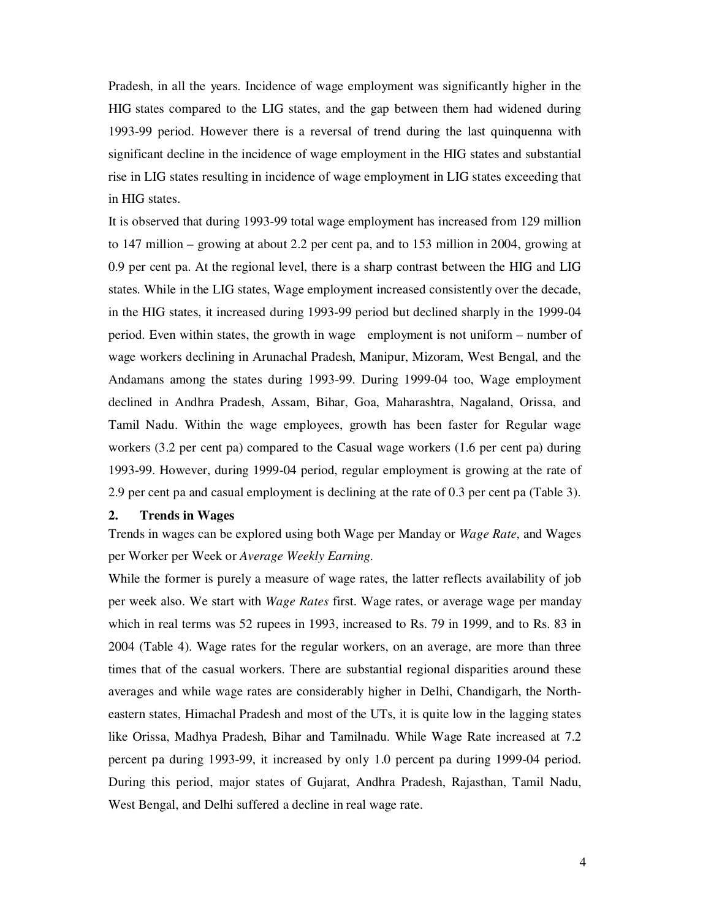Pradesh, in all the years. Incidence of wage employment was significantly higher in the HIG states compared to the LIG states, and the gap between them had widened during 1993-99 period. However there is a reversal of trend during the last quinquenna with significant decline in the incidence of wage employment in the HIG states and substantial rise in LIG states resulting in incidence of wage employment in LIG states exceeding that in HIG states.

It is observed that during 1993-99 total wage employment has increased from 129 million to 147 million – growing at about 2.2 per cent pa, and to 153 million in 2004, growing at 0.9 per cent pa. At the regional level, there is a sharp contrast between the HIG and LIG states. While in the LIG states, Wage employment increased consistently over the decade, in the HIG states, it increased during 1993-99 period but declined sharply in the 1999-04 period. Even within states, the growth in wage employment is not uniform – number of wage workers declining in Arunachal Pradesh, Manipur, Mizoram, West Bengal, and the Andamans among the states during 1993-99. During 1999-04 too, Wage employment declined in Andhra Pradesh, Assam, Bihar, Goa, Maharashtra, Nagaland, Orissa, and Tamil Nadu. Within the wage employees, growth has been faster for Regular wage workers (3.2 per cent pa) compared to the Casual wage workers (1.6 per cent pa) during 1993-99. However, during 1999-04 period, regular employment is growing at the rate of 2.9 per cent pa and casual employment is declining at the rate of 0.3 per cent pa (Table 3).

## 2. Trends in Wages

Trends in wages can be explored using both Wage per Manday or *Wage Rate*, and Wages per Worker per Week or *Average Weekly Earning*.

While the former is purely a measure of wage rates, the latter reflects availability of job per week also. We start with *Wage Rates* first. Wage rates, or average wage per manday which in real terms was 52 rupees in 1993, increased to Rs. 79 in 1999, and to Rs. 83 in 2004 (Table 4). Wage rates for the regular workers, on an average, are more than three times that of the casual workers. There are substantial regional disparities around these averages and while wage rates are considerably higher in Delhi, Chandigarh, the North-eastern states, Himachal Pradesh and most of the UTs, it is quite low in the lagging states like Orissa, Madhya Pradesh, Bihar and Tamilnadu. While Wage Rate increased at 7.2 percent pa during 1993-99, it increased by only 1.0 percent pa during 1999-04 period. During this period, major states of Gujarat, Andhra Pradesh, Rajasthan, Tamil Nadu, West Bengal, and Delhi suffered a decline in real wage rate.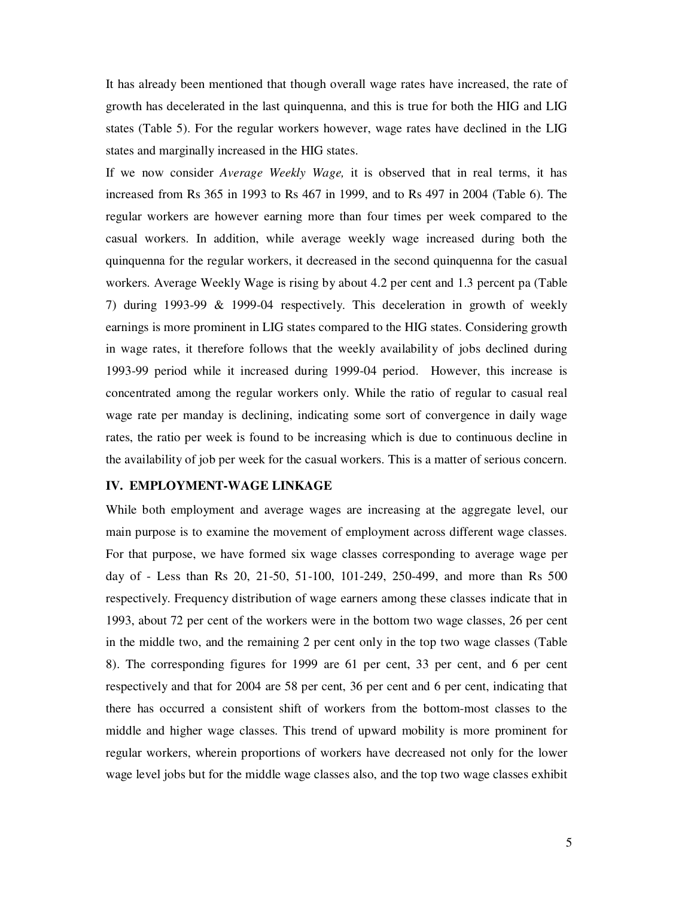It has already been mentioned that though overall wage rates have increased, the rate of growth has decelerated in the last quinquenna, and this is true for both the HIG and LIG states (Table 5). For the regular workers however, wage rates have declined in the LIG states and marginally increased in the HIG states.

If we now consider *Average Weekly Wage,* it is observed that in real terms, it has increased from Rs 365 in 1993 to Rs 467 in 1999, and to Rs 497 in 2004 (Table 6). The regular workers are however earning more than four times per week compared to the casual workers. In addition, while average weekly wage increased during both the quinquenna for the regular workers, it decreased in the second quinquenna for the casual workers. Average Weekly Wage is rising by about 4.2 per cent and 1.3 percent pa (Table 7) during 1993-99 & 1999-04 respectively. This deceleration in growth of weekly earnings is more prominent in LIG states compared to the HIG states. Considering growth in wage rates, it therefore follows that the weekly availability of jobs declined during 1993-99 period while it increased during 1999-04 period. However, this increase is concentrated among the regular workers only. While the ratio of regular to casual real wage rate per manday is declining, indicating some sort of convergence in daily wage rates, the ratio per week is found to be increasing which is due to continuous decline in the availability of job per week for the casual workers. This is a matter of serious concern.

## IV. EMPLOYMENT-WAGE LINKAGE

While both employment and average wages are increasing at the aggregate level, our main purpose is to examine the movement of employment across different wage classes. For that purpose, we have formed six wage classes corresponding to average wage per day of - Less than Rs 20, 21-50, 51-100, 101-249, 250-499, and more than Rs 500 respectively. Frequency distribution of wage earners among these classes indicate that in 1993, about 72 per cent of the workers were in the bottom two wage classes, 26 per cent in the middle two, and the remaining 2 per cent only in the top two wage classes (Table 8). The corresponding figures for 1999 are 61 per cent, 33 per cent, and 6 per cent respectively and that for 2004 are 58 per cent, 36 per cent and 6 per cent, indicating that there has occurred a consistent shift of workers from the bottom-most classes to the middle and higher wage classes. This trend of upward mobility is more prominent for regular workers, wherein proportions of workers have decreased not only for the lower wage level jobs but for the middle wage classes also, and the top two wage classes exhibit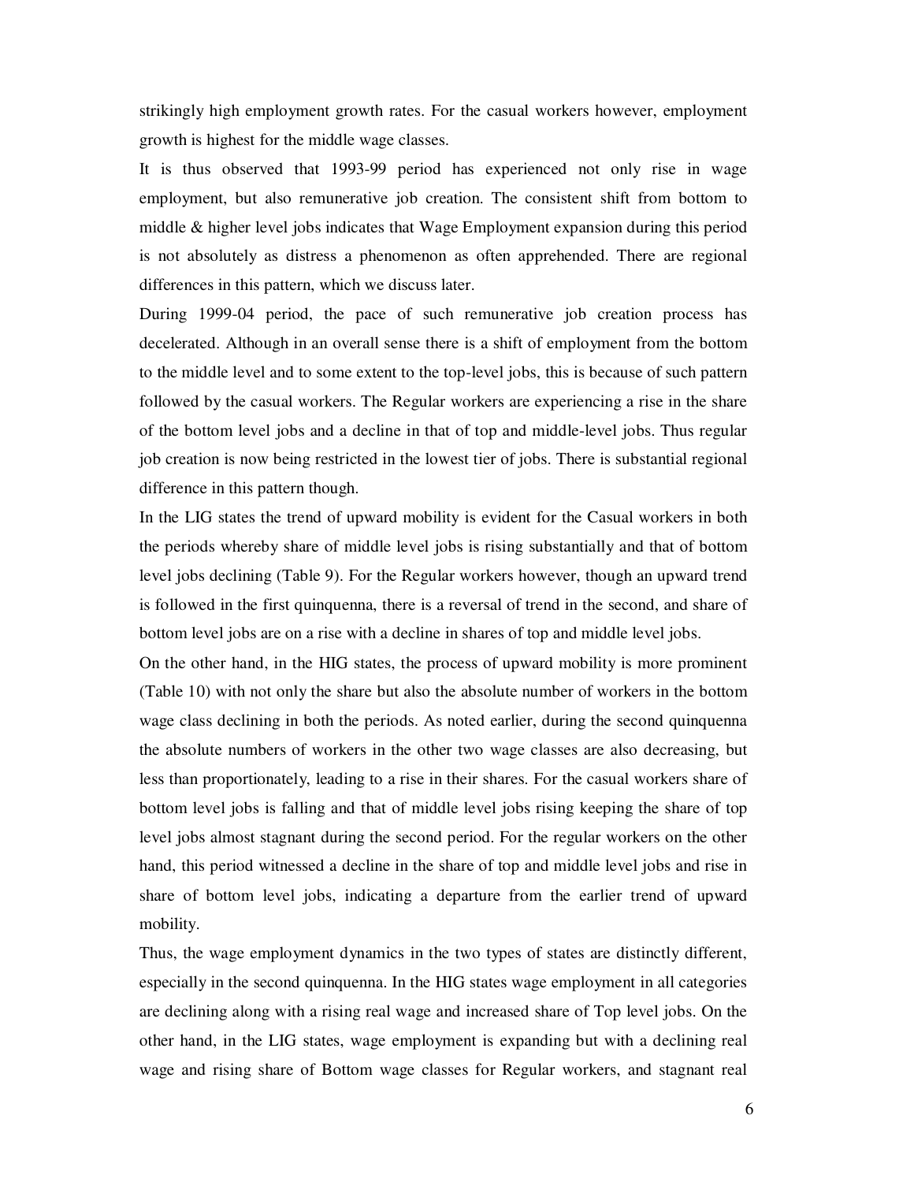strikingly high employment growth rates. For the casual workers however, employment growth is highest for the middle wage classes.

It is thus observed that 1993-99 period has experienced not only rise in wage employment, but also remunerative job creation. The consistent shift from bottom to middle & higher level jobs indicates that Wage Employment expansion during this period is not absolutely as distress a phenomenon as often apprehended. There are regional differences in this pattern, which we discuss later.

During 1999-04 period, the pace of such remunerative job creation process has decelerated. Although in an overall sense there is a shift of employment from the bottom to the middle level and to some extent to the top-level jobs, this is because of such pattern followed by the casual workers. The Regular workers are experiencing a rise in the share of the bottom level jobs and a decline in that of top and middle-level jobs. Thus regular job creation is now being restricted in the lowest tier of jobs. There is substantial regional difference in this pattern though.

In the LIG states the trend of upward mobility is evident for the Casual workers in both the periods whereby share of middle level jobs is rising substantially and that of bottom level jobs declining (Table 9). For the Regular workers however, though an upward trend is followed in the first quinquenna, there is a reversal of trend in the second, and share of bottom level jobs are on a rise with a decline in shares of top and middle level jobs.

On the other hand, in the HIG states, the process of upward mobility is more prominent (Table 10) with not only the share but also the absolute number of workers in the bottom wage class declining in both the periods. As noted earlier, during the second quinquenna the absolute numbers of workers in the other two wage classes are also decreasing, but less than proportionately, leading to a rise in their shares. For the casual workers share of bottom level jobs is falling and that of middle level jobs rising keeping the share of top level jobs almost stagnant during the second period. For the regular workers on the other hand, this period witnessed a decline in the share of top and middle level jobs and rise in share of bottom level jobs, indicating a departure from the earlier trend of upward mobility.

Thus, the wage employment dynamics in the two types of states are distinctly different, especially in the second quinquenna. In the HIG states wage employment in all categories are declining along with a rising real wage and increased share of Top level jobs. On the other hand, in the LIG states, wage employment is expanding but with a declining real wage and rising share of Bottom wage classes for Regular workers, and stagnant real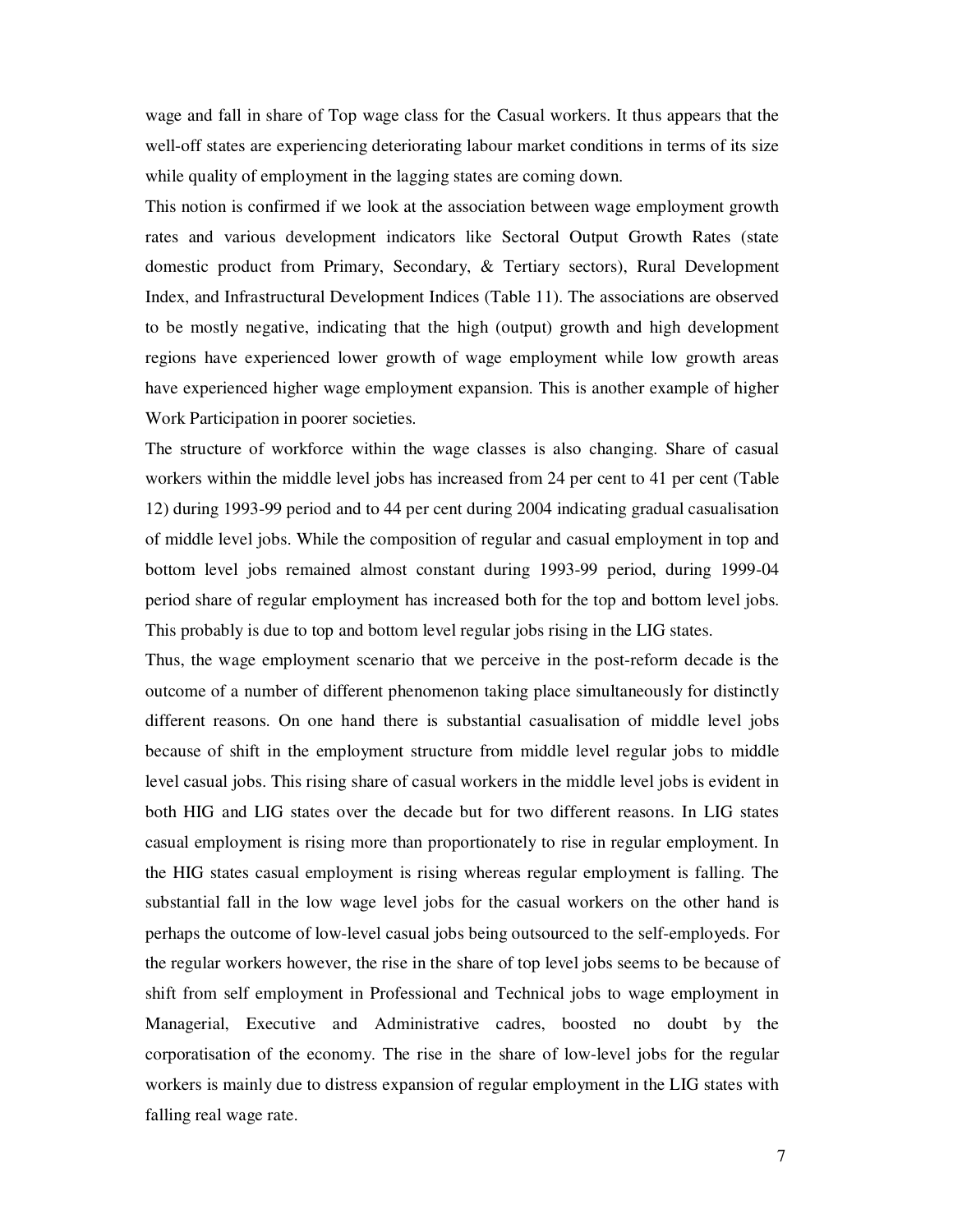wage and fall in share of Top wage class for the Casual workers. It thus appears that the well-off states are experiencing deteriorating labour market conditions in terms of its size while quality of employment in the lagging states are coming down.

This notion is confirmed if we look at the association between wage employment growth rates and various development indicators like Sectoral Output Growth Rates (state domestic product from Primary, Secondary, & Tertiary sectors), Rural Development Index, and Infrastructural Development Indices (Table 11). The associations are observed to be mostly negative, indicating that the high (output) growth and high development regions have experienced lower growth of wage employment while low growth areas have experienced higher wage employment expansion. This is another example of higher Work Participation in poorer societies.

The structure of workforce within the wage classes is also changing. Share of casual workers within the middle level jobs has increased from 24 per cent to 41 per cent (Table 12) during 1993-99 period and to 44 per cent during 2004 indicating gradual casualisation of middle level jobs. While the composition of regular and casual employment in top and bottom level jobs remained almost constant during 1993-99 period, during 1999-04 period share of regular employment has increased both for the top and bottom level jobs. This probably is due to top and bottom level regular jobs rising in the LIG states.

Thus, the wage employment scenario that we perceive in the post-reform decade is the outcome of a number of different phenomenon taking place simultaneously for distinctly different reasons. On one hand there is substantial casualisation of middle level jobs because of shift in the employment structure from middle level regular jobs to middle level casual jobs. This rising share of casual workers in the middle level jobs is evident in both HIG and LIG states over the decade but for two different reasons. In LIG states casual employment is rising more than proportionately to rise in regular employment. In the HIG states casual employment is rising whereas regular employment is falling. The substantial fall in the low wage level jobs for the casual workers on the other hand is perhaps the outcome of low-level casual jobs being outsourced to the self-employeds. For the regular workers however, the rise in the share of top level jobs seems to be because of shift from self employment in Professional and Technical jobs to wage employment in Managerial, Executive and Administrative cadres, boosted no doubt by the corporatisation of the economy. The rise in the share of low-level jobs for the regular workers is mainly due to distress expansion of regular employment in the LIG states with falling real wage rate.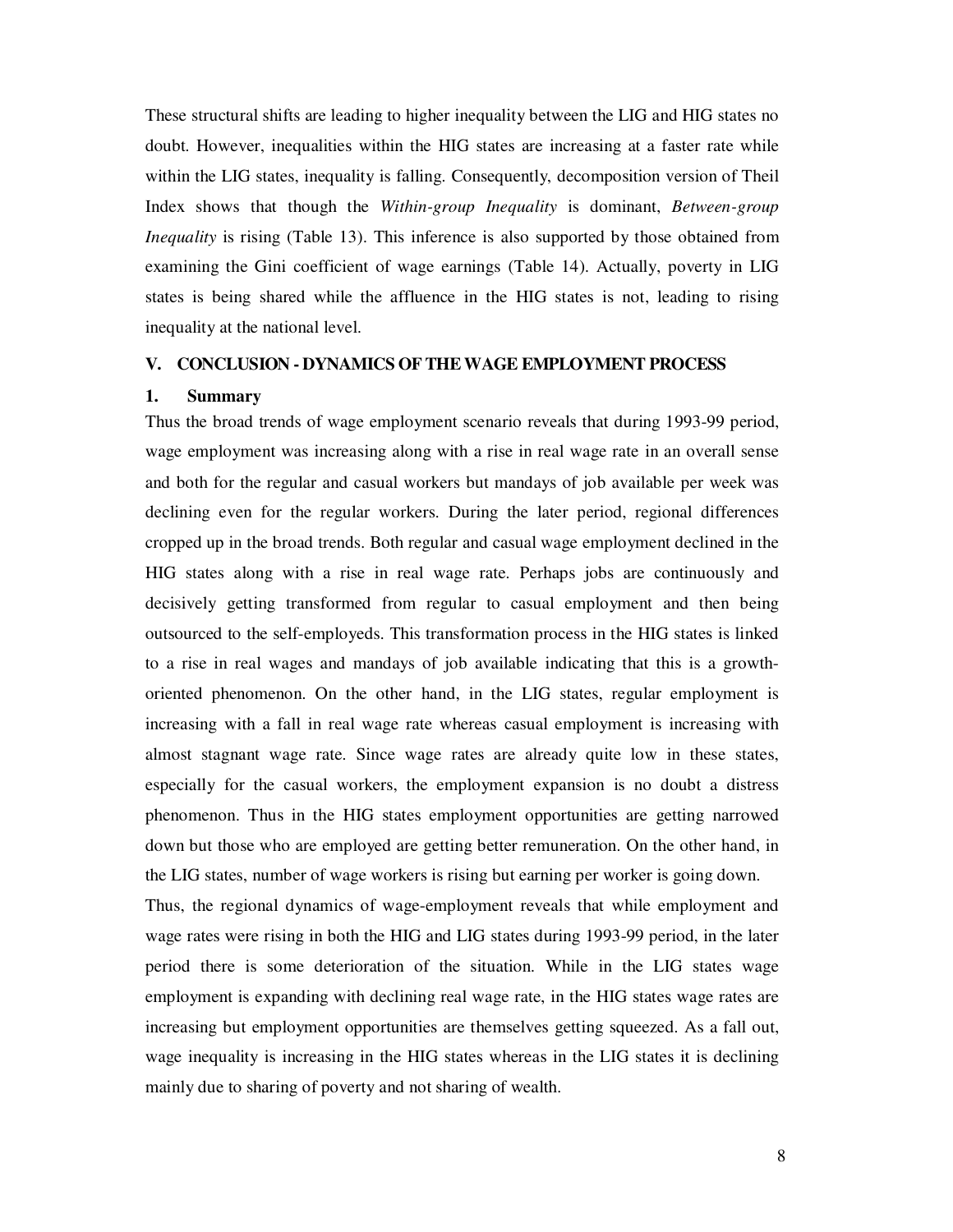These structural shifts are leading to higher inequality between the LIG and HIG states no doubt. However, inequalities within the HIG states are increasing at a faster rate while within the LIG states, inequality is falling. Consequently, decomposition version of Theil Index shows that though the *Within-group Inequality* is dominant, *Between-group Inequality* is rising (Table 13). This inference is also supported by those obtained from examining the Gini coefficient of wage earnings (Table 14). Actually, poverty in LIG states is being shared while the affluence in the HIG states is not, leading to rising inequality at the national level.

## V. CONCLUSION - DYNAMICS OF THE WAGE EMPLOYMENT PROCESS

### 1. Summary

Thus the broad trends of wage employment scenario reveals that during 1993-99 period, wage employment was increasing along with a rise in real wage rate in an overall sense and both for the regular and casual workers but mandays of job available per week was declining even for the regular workers. During the later period, regional differences cropped up in the broad trends. Both regular and casual wage employment declined in the HIG states along with a rise in real wage rate. Perhaps jobs are continuously and decisively getting transformed from regular to casual employment and then being outsourced to the self-employeds. This transformation process in the HIG states is linked to a rise in real wages and mandays of job available indicating that this is a growth-oriented phenomenon. On the other hand, in the LIG states, regular employment is increasing with a fall in real wage rate whereas casual employment is increasing with almost stagnant wage rate. Since wage rates are already quite low in these states, especially for the casual workers, the employment expansion is no doubt a distress phenomenon. Thus in the HIG states employment opportunities are getting narrowed down but those who are employed are getting better remuneration. On the other hand, in the LIG states, number of wage workers is rising but earning per worker is going down.

Thus, the regional dynamics of wage-employment reveals that while employment and wage rates were rising in both the HIG and LIG states during 1993-99 period, in the later period there is some deterioration of the situation. While in the LIG states wage employment is expanding with declining real wage rate, in the HIG states wage rates are increasing but employment opportunities are themselves getting squeezed. As a fall out, wage inequality is increasing in the HIG states whereas in the LIG states it is declining mainly due to sharing of poverty and not sharing of wealth.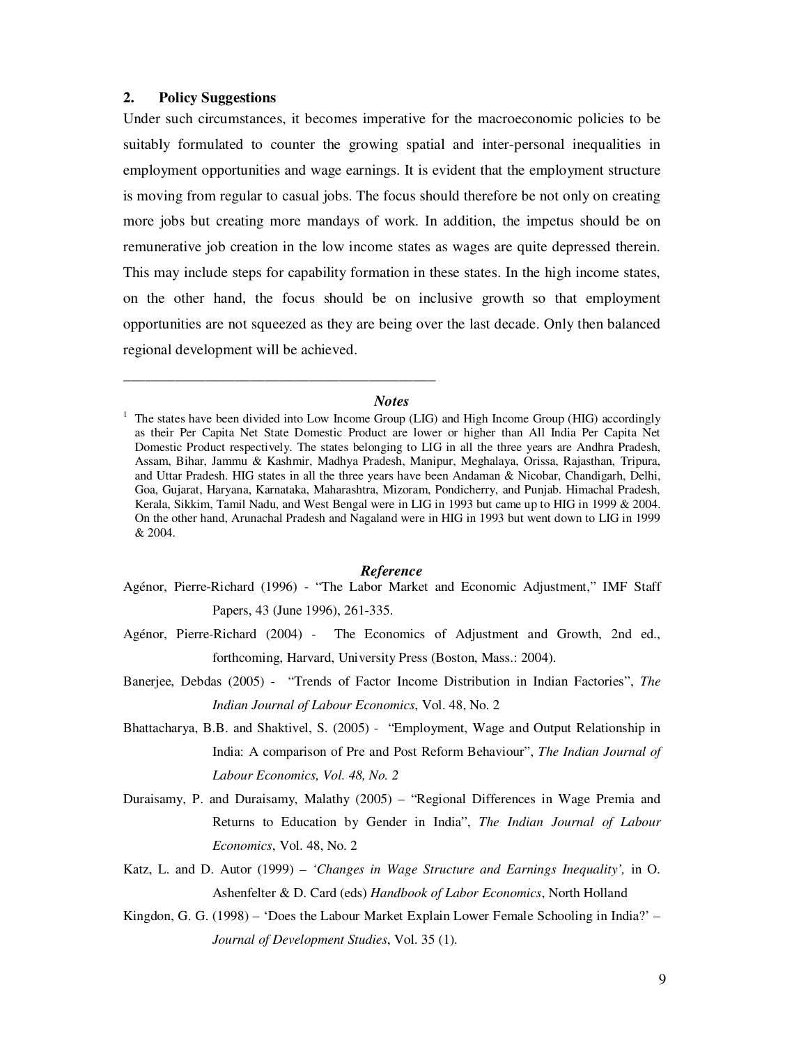## 2. Policy Suggestions

Under such circumstances, it becomes imperative for the macroeconomic policies to be suitably formulated to counter the growing spatial and inter-personal inequalities in employment opportunities and wage earnings. It is evident that the employment structure is moving from regular to casual jobs. The focus should therefore be not only on creating more jobs but creating more mandays of work. In addition, the impetus should be on remunerative job creation in the low income states as wages are quite depressed therein. This may include steps for capability formation in these states. In the high income states, on the other hand, the focus should be on inclusive growth so that employment opportunities are not squeezed as they are being over the last decade. Only then balanced regional development will be achieved.

---

### *Notes*

[1] The states have been divided into Low Income Group (LIG) and High Income Group (HIG) accordingly as their Per Capita Net State Domestic Product are lower or higher than All India Per Capita Net Domestic Product respectively. The states belonging to LIG in all the three years are Andhra Pradesh, Assam, Bihar, Jammu & Kashmir, Madhya Pradesh, Manipur, Meghalaya, Orissa, Rajasthan, Tripura, and Uttar Pradesh. HIG states in all the three years have been Andaman & Nicobar, Chandigarh, Delhi, Goa, Gujarat, Haryana, Karnataka, Maharashtra, Mizoram, Pondicherry, and Punjab. Himachal Pradesh, Kerala, Sikkim, Tamil Nadu, and West Bengal were in LIG in 1993 but came up to HIG in 1999 & 2004. On the other hand, Arunachal Pradesh and Nagaland were in HIG in 1993 but went down to LIG in 1999 & 2004.

### *Reference*

Agénor, Pierre-Richard (1996) - "The Labor Market and Economic Adjustment," IMF Staff Papers, 43 (June 1996), 261-335.

Agénor, Pierre-Richard (2004) - The Economics of Adjustment and Growth, 2nd ed., forthcoming, Harvard, University Press (Boston, Mass.: 2004).

Banerjee, Debdas (2005) - "Trends of Factor Income Distribution in Indian Factories", *The Indian Journal of Labour Economics*, Vol. 48, No. 2

Bhattacharya, B.B. and Shaktivel, S. (2005) - "Employment, Wage and Output Relationship in India: A comparison of Pre and Post Reform Behaviour", *The Indian Journal of Labour Economics, Vol. 48, No. 2*

Duraisamy, P. and Duraisamy, Malathy (2005) – "Regional Differences in Wage Premia and Returns to Education by Gender in India", *The Indian Journal of Labour Economics*, Vol. 48, No. 2

Katz, L. and D. Autor (1999) – *'Changes in Wage Structure and Earnings Inequality',* in O. Ashenfelter & D. Card (eds) *Handbook of Labor Economics*, North Holland

Kingdon, G. G. (1998) – 'Does the Labour Market Explain Lower Female Schooling in India?' – *Journal of Development Studies*, Vol. 35 (1).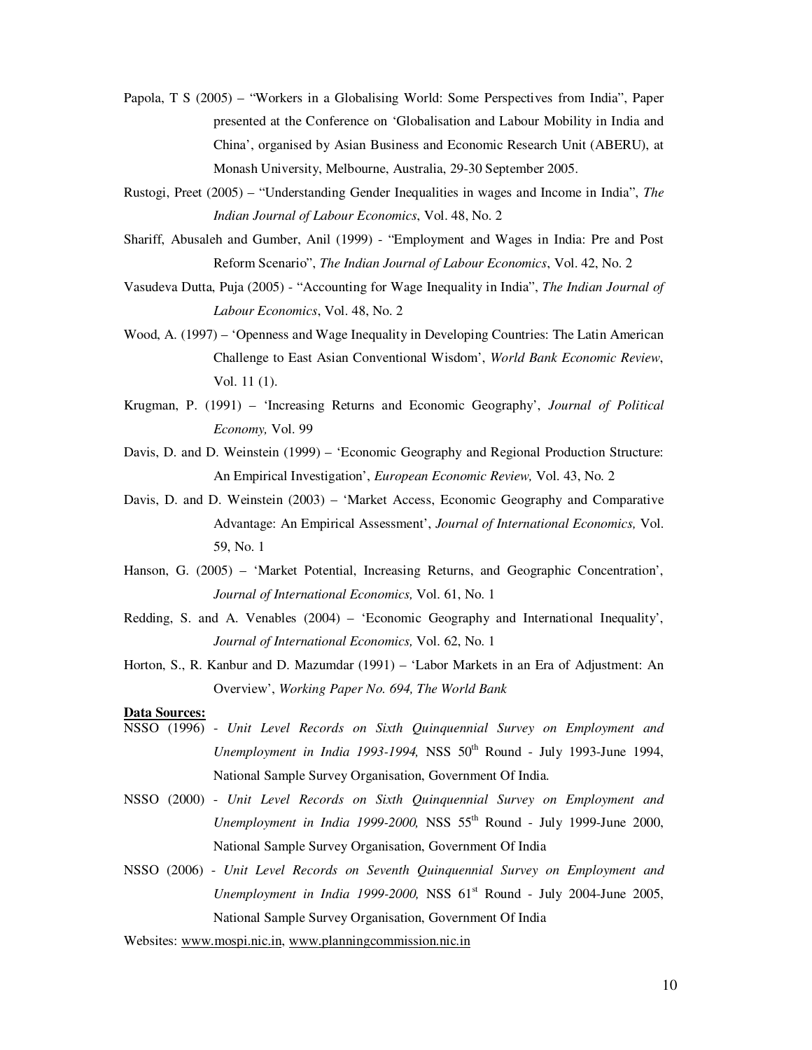Papola, T S (2005) – "Workers in a Globalising World: Some Perspectives from India", Paper presented at the Conference on 'Globalisation and Labour Mobility in India and China', organised by Asian Business and Economic Research Unit (ABERU), at Monash University, Melbourne, Australia, 29-30 September 2005.

Rustogi, Preet (2005) – "Understanding Gender Inequalities in wages and Income in India", *The Indian Journal of Labour Economics*, Vol. 48, No. 2

Shariff, Abusaleh and Gumber, Anil (1999) - "Employment and Wages in India: Pre and Post Reform Scenario", *The Indian Journal of Labour Economics*, Vol. 42, No. 2

Vasudeva Dutta, Puja (2005) - "Accounting for Wage Inequality in India", *The Indian Journal of Labour Economics*, Vol. 48, No. 2

Wood, A. (1997) – 'Openness and Wage Inequality in Developing Countries: The Latin American Challenge to East Asian Conventional Wisdom', *World Bank Economic Review*, Vol. 11 (1).

Krugman, P. (1991) – 'Increasing Returns and Economic Geography', *Journal of Political Economy,* Vol. 99

Davis, D. and D. Weinstein (1999) – 'Economic Geography and Regional Production Structure: An Empirical Investigation', *European Economic Review,* Vol. 43, No. 2

Davis, D. and D. Weinstein (2003) – 'Market Access, Economic Geography and Comparative Advantage: An Empirical Assessment', *Journal of International Economics,* Vol. 59, No. 1

Hanson, G. (2005) – 'Market Potential, Increasing Returns, and Geographic Concentration', *Journal of International Economics,* Vol. 61, No. 1

Redding, S. and A. Venables (2004) – 'Economic Geography and International Inequality', *Journal of International Economics,* Vol. 62, No. 1

Horton, S., R. Kanbur and D. Mazumdar (1991) – 'Labor Markets in an Era of Adjustment: An Overview', *Working Paper No. 694, The World Bank*

**Data Sources:**

NSSO (1996) - *Unit Level Records on Sixth Quinquennial Survey on Employment and Unemployment in India 1993-1994,* NSS 50th Round - July 1993-June 1994, National Sample Survey Organisation, Government Of India.

NSSO (2000) - *Unit Level Records on Sixth Quinquennial Survey on Employment and Unemployment in India 1999-2000,* NSS 55th Round - July 1999-June 2000, National Sample Survey Organisation, Government Of India

NSSO (2006) - *Unit Level Records on Seventh Quinquennial Survey on Employment and Unemployment in India 1999-2000,* NSS 61st Round - July 2004-June 2005, National Sample Survey Organisation, Government Of India

Websites: www.mospi.nic.in, www.planningcommission.nic.in